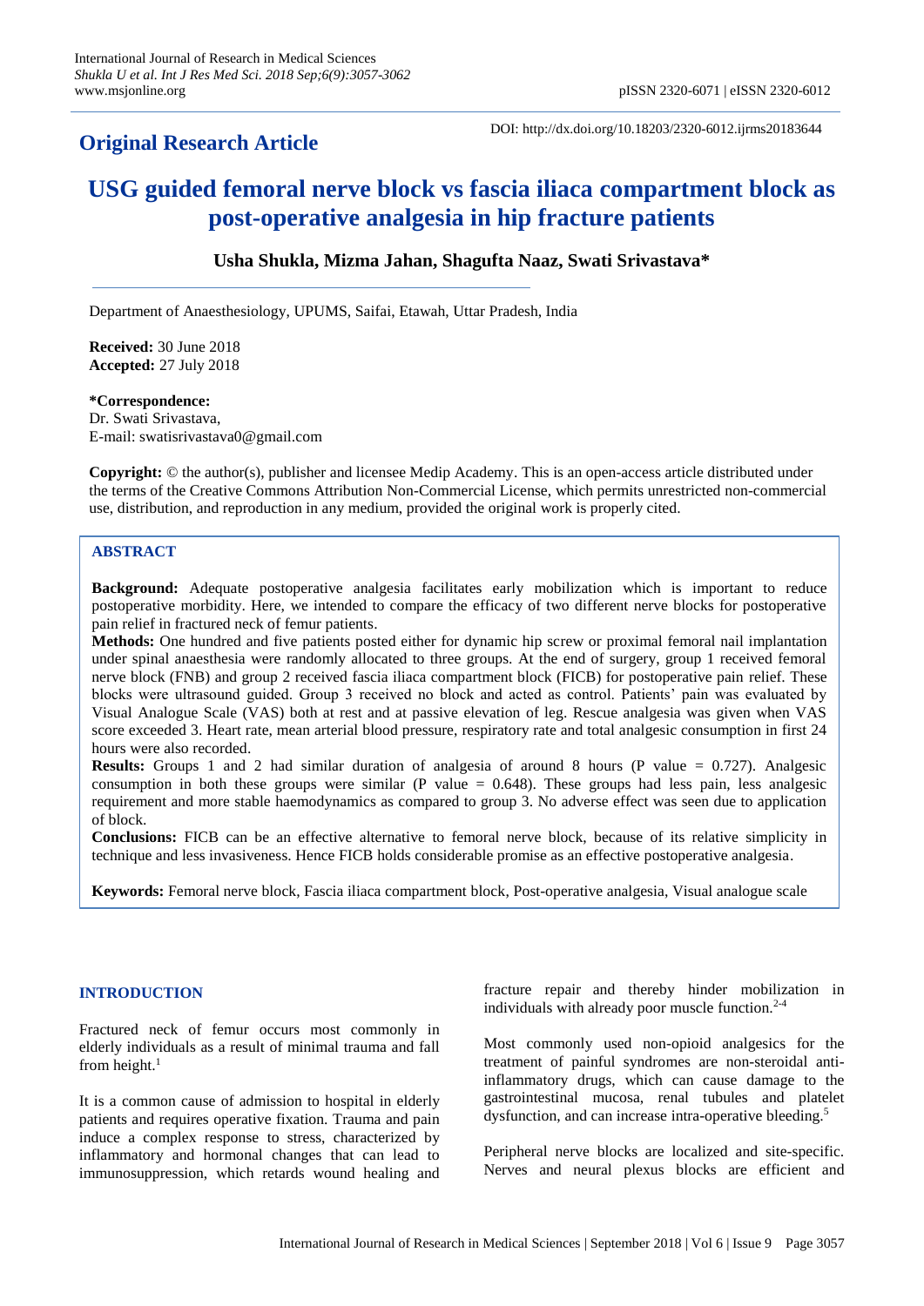## Original Research Article

DOI: http://dx.doi.org/10.18203/2320-6012.ijrms20183644

# USG guided femoral nerve block vs fascia iliaca compartment block as post-operative analgesia in hip fracture patients

**Usha Shukla, Mizma Jahan, Shagufta Naaz, Swati Srivastava***

Department of Anaesthesiology, UPUMS, Saifai, Etawah, Uttar Pradesh, India

**Received:** 30 June 2018
**Accepted:** 27 July 2018

***Correspondence:**
Dr. Swati Srivastava,
E-mail: swatisrivastava0@gmail.com

**Copyright:** © the author(s), publisher and licensee Medip Academy. This is an open-access article distributed under the terms of the Creative Commons Attribution Non-Commercial License, which permits unrestricted non-commercial use, distribution, and reproduction in any medium, provided the original work is properly cited.

## ABSTRACT

**Background:** Adequate postoperative analgesia facilitates early mobilization which is important to reduce postoperative morbidity. Here, we intended to compare the efficacy of two different nerve blocks for postoperative pain relief in fractured neck of femur patients.

**Methods:** One hundred and five patients posted either for dynamic hip screw or proximal femoral nail implantation under spinal anaesthesia were randomly allocated to three groups. At the end of surgery, group 1 received femoral nerve block (FNB) and group 2 received fascia iliaca compartment block (FICB) for postoperative pain relief. These blocks were ultrasound guided. Group 3 received no block and acted as control. Patients' pain was evaluated by Visual Analogue Scale (VAS) both at rest and at passive elevation of leg. Rescue analgesia was given when VAS score exceeded 3. Heart rate, mean arterial blood pressure, respiratory rate and total analgesic consumption in first 24 hours were also recorded.

**Results:** Groups 1 and 2 had similar duration of analgesia of around 8 hours (P value = 0.727). Analgesic consumption in both these groups were similar (P value = 0.648). These groups had less pain, less analgesic requirement and more stable haemodynamics as compared to group 3. No adverse effect was seen due to application of block.

**Conclusions:** FICB can be an effective alternative to femoral nerve block, because of its relative simplicity in technique and less invasiveness. Hence FICB holds considerable promise as an effective postoperative analgesia.

**Keywords:** Femoral nerve block, Fascia iliaca compartment block, Post-operative analgesia, Visual analogue scale

## INTRODUCTION

Fractured neck of femur occurs most commonly in elderly individuals as a result of minimal trauma and fall from height.[1]

It is a common cause of admission to hospital in elderly patients and requires operative fixation. Trauma and pain induce a complex response to stress, characterized by inflammatory and hormonal changes that can lead to immunosuppression, which retards wound healing and fracture repair and thereby hinder mobilization in individuals with already poor muscle function.[2-4]

Most commonly used non-opioid analgesics for the treatment of painful syndromes are non-steroidal anti-inflammatory drugs, which can cause damage to the gastrointestinal mucosa, renal tubules and platelet dysfunction, and can increase intra-operative bleeding.[5]

Peripheral nerve blocks are localized and site-specific. Nerves and neural plexus blocks are efficient and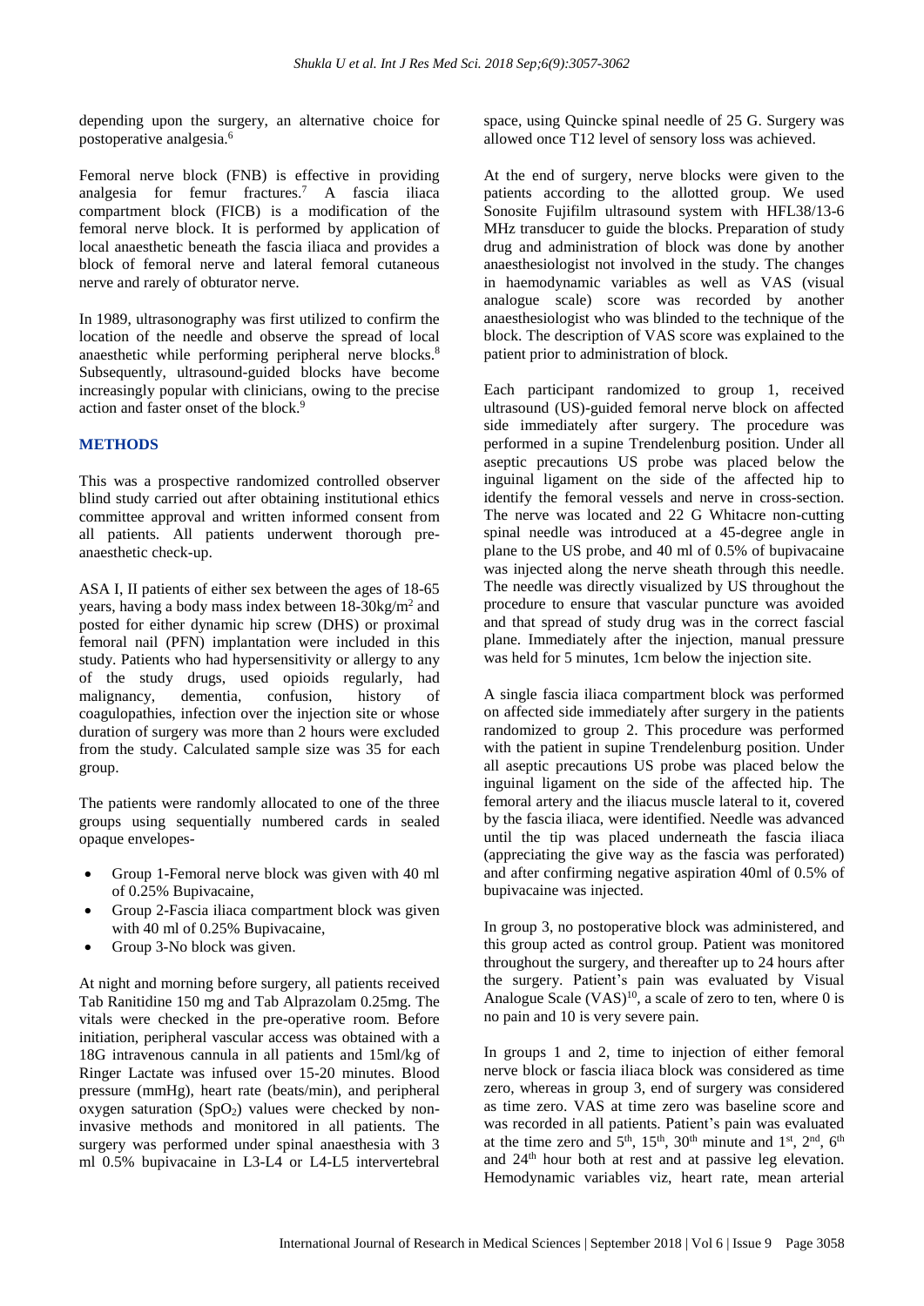depending upon the surgery, an alternative choice for postoperative analgesia.[6]

Femoral nerve block (FNB) is effective in providing analgesia for femur fractures.[7] A fascia iliaca compartment block (FICB) is a modification of the femoral nerve block. It is performed by application of local anaesthetic beneath the fascia iliaca and provides a block of femoral nerve and lateral femoral cutaneous nerve and rarely of obturator nerve.

In 1989, ultrasonography was first utilized to confirm the location of the needle and observe the spread of local anaesthetic while performing peripheral nerve blocks.[8] Subsequently, ultrasound-guided blocks have become increasingly popular with clinicians, owing to the precise action and faster onset of the block.[9]

## METHODS

This was a prospective randomized controlled observer blind study carried out after obtaining institutional ethics committee approval and written informed consent from all patients. All patients underwent thorough pre-anaesthetic check-up.

ASA I, II patients of either sex between the ages of 18-65 years, having a body mass index between 18-30kg/m$^2$ and posted for either dynamic hip screw (DHS) or proximal femoral nail (PFN) implantation were included in this study. Patients who had hypersensitivity or allergy to any of the study drugs, used opioids regularly, had malignancy, dementia, confusion, history of coagulopathies, infection over the injection site or whose duration of surgery was more than 2 hours were excluded from the study. Calculated sample size was 35 for each group.

The patients were randomly allocated to one of the three groups using sequentially numbered cards in sealed opaque envelopes-

- Group 1-Femoral nerve block was given with 40 ml of 0.25% Bupivacaine,
- Group 2-Fascia iliaca compartment block was given with 40 ml of 0.25% Bupivacaine,
- Group 3-No block was given.

At night and morning before surgery, all patients received Tab Ranitidine 150 mg and Tab Alprazolam 0.25mg. The vitals were checked in the pre-operative room. Before initiation, peripheral vascular access was obtained with a 18G intravenous cannula in all patients and 15ml/kg of Ringer Lactate was infused over 15-20 minutes. Blood pressure (mmHg), heart rate (beats/min), and peripheral oxygen saturation ($SpO_2$) values were checked by non-invasive methods and monitored in all patients. The surgery was performed under spinal anaesthesia with 3 ml 0.5% bupivacaine in L3-L4 or L4-L5 intervertebral space, using Quincke spinal needle of 25 G. Surgery was allowed once T12 level of sensory loss was achieved.

At the end of surgery, nerve blocks were given to the patients according to the allotted group. We used Sonosite Fujifilm ultrasound system with HFL38/13-6 MHz transducer to guide the blocks. Preparation of study drug and administration of block was done by another anaesthesiologist not involved in the study. The changes in haemodynamic variables as well as VAS (visual analogue scale) score was recorded by another anaesthesiologist who was blinded to the technique of the block. The description of VAS score was explained to the patient prior to administration of block.

Each participant randomized to group 1, received ultrasound (US)-guided femoral nerve block on affected side immediately after surgery. The procedure was performed in a supine Trendelenburg position. Under all aseptic precautions US probe was placed below the inguinal ligament on the side of the affected hip to identify the femoral vessels and nerve in cross-section. The nerve was located and 22 G Whitacre non-cutting spinal needle was introduced at a 45-degree angle in plane to the US probe, and 40 ml of 0.5% of bupivacaine was injected along the nerve sheath through this needle. The needle was directly visualized by US throughout the procedure to ensure that vascular puncture was avoided and that spread of study drug was in the correct fascial plane. Immediately after the injection, manual pressure was held for 5 minutes, 1cm below the injection site.

A single fascia iliaca compartment block was performed on affected side immediately after surgery in the patients randomized to group 2. This procedure was performed with the patient in supine Trendelenburg position. Under all aseptic precautions US probe was placed below the inguinal ligament on the side of the affected hip. The femoral artery and the iliacus muscle lateral to it, covered by the fascia iliaca, were identified. Needle was advanced until the tip was placed underneath the fascia iliaca (appreciating the give way as the fascia was perforated) and after confirming negative aspiration 40ml of 0.5% of bupivacaine was injected.

In group 3, no postoperative block was administered, and this group acted as control group. Patient was monitored throughout the surgery, and thereafter up to 24 hours after the surgery. Patient's pain was evaluated by Visual Analogue Scale (VAS)[10], a scale of zero to ten, where 0 is no pain and 10 is very severe pain.

In groups 1 and 2, time to injection of either femoral nerve block or fascia iliaca block was considered as time zero, whereas in group 3, end of surgery was considered as time zero. VAS at time zero was baseline score and was recorded in all patients. Patient's pain was evaluated at the time zero and 5$^{th}$, 15$^{th}$, 30$^{th}$ minute and 1$^{st}$, 2$^{nd}$, 6$^{th}$ and 24$^{th}$ hour both at rest and at passive leg elevation. Hemodynamic variables viz, heart rate, mean arterial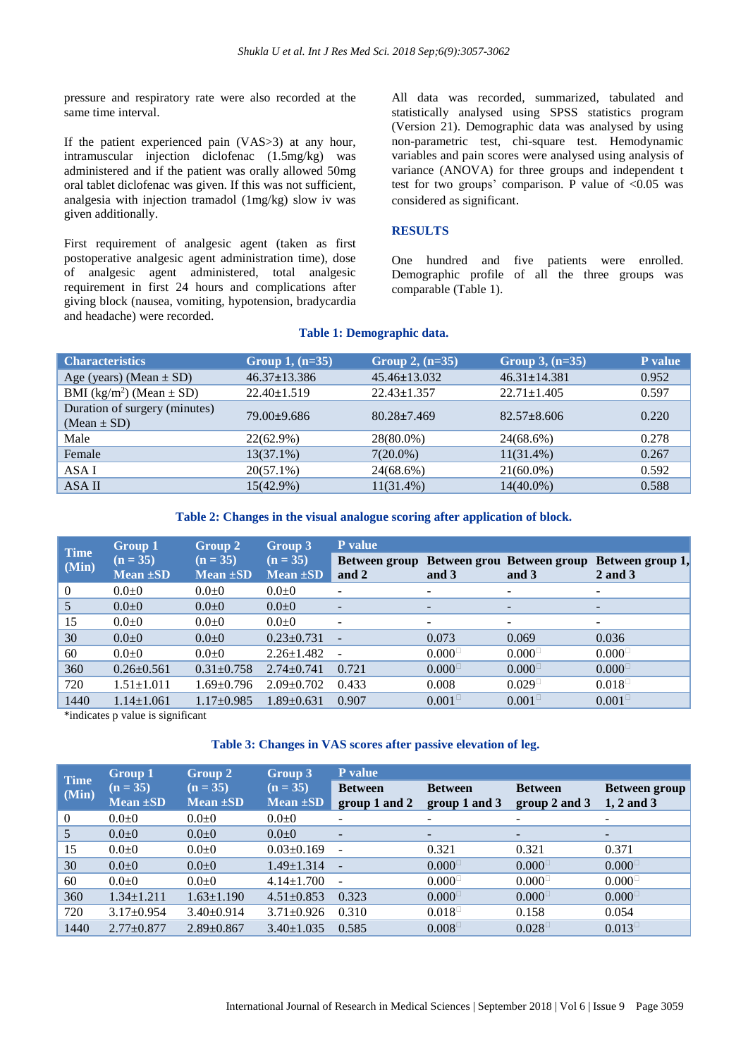pressure and respiratory rate were also recorded at the same time interval.

If the patient experienced pain (VAS>3) at any hour, intramuscular injection diclofenac (1.5mg/kg) was administered and if the patient was orally allowed 50mg oral tablet diclofenac was given. If this was not sufficient, analgesia with injection tramadol (1mg/kg) slow iv was given additionally.

First requirement of analgesic agent (taken as first postoperative analgesic agent administration time), dose of analgesic agent administered, total analgesic requirement in first 24 hours and complications after giving block (nausea, vomiting, hypotension, bradycardia and headache) were recorded.

All data was recorded, summarized, tabulated and statistically analysed using SPSS statistics program (Version 21). Demographic data was analysed by using non-parametric test, chi-square test. Hemodynamic variables and pain scores were analysed using analysis of variance (ANOVA) for three groups and independent t test for two groups' comparison. P value of <0.05 was considered as significant.

## RESULTS

One hundred and five patients were enrolled. Demographic profile of all the three groups was comparable (Table 1).

**Table 1: Demographic data.**

| Characteristics | Group 1, (n=35) | Group 2, (n=35) | Group 3, (n=35) | P value |
|---|---|---|---|---|
| Age (years) (Mean ± SD) | 46.37±13.386 | 45.46±13.032 | 46.31±14.381 | 0.952 |
| BMI (kg/m$^2$) (Mean ± SD) | 22.40±1.519 | 22.43±1.357 | 22.71±1.405 | 0.597 |
| Duration of surgery (minutes) (Mean ± SD) | 79.00±9.686 | 80.28±7.469 | 82.57±8.606 | 0.220 |
| Male | 22(62.9%) | 28(80.0%) | 24(68.6%) | 0.278 |
| Female | 13(37.1%) | 7(20.0%) | 11(31.4%) | 0.267 |
| ASA I | 20(57.1%) | 24(68.6%) | 21(60.0%) | 0.592 |
| ASA II | 15(42.9%) | 11(31.4%) | 14(40.0%) | 0.588 |

**Table 2: Changes in the visual analogue scoring after application of block.**

| Time (Min) | Group 1 (n = 35) Mean ±SD | Group 2 (n = 35) Mean ±SD | Group 3 (n = 35) Mean ±SD | P value | | | |
|---|---|---|---|---|---|---|---|
| | | | | Between group and 2 | Between grou and 3 | Between group and 3 | Between group 1, 2 and 3 |
| 0 | 0.0±0 | 0.0±0 | 0.0±0 | - | - | - | - |
| 5 | 0.0±0 | 0.0±0 | 0.0±0 | - | - | - | - |
| 15 | 0.0±0 | 0.0±0 | 0.0±0 | - | - | - | - |
| 30 | 0.0±0 | 0.0±0 | 0.23±0.731 | - | 0.073 | 0.069 | 0.036 |
| 60 | 0.0±0 | 0.0±0 | 2.26±1.482 | - | 0.000* | 0.000* | 0.000* |
| 360 | 0.26±0.561 | 0.31±0.758 | 2.74±0.741 | 0.721 | 0.000* | 0.000* | 0.000* |
| 720 | 1.51±1.011 | 1.69±0.796 | 2.09±0.702 | 0.433 | 0.008 | 0.029* | 0.018* |
| 1440 | 1.14±1.061 | 1.17±0.985 | 1.89±0.631 | 0.907 | 0.001* | 0.001* | 0.001* |

*indicates p value is significant

**Table 3: Changes in VAS scores after passive elevation of leg.**

| Time (Min) | Group 1 (n = 35) Mean ±SD | Group 2 (n = 35) Mean ±SD | Group 3 (n = 35) Mean ±SD | P value | | | |
|---|---|---|---|---|---|---|---|
| | | | | Between group 1 and 2 | Between group 1 and 3 | Between group 2 and 3 | Between group 1, 2 and 3 |
| 0 | 0.0±0 | 0.0±0 | 0.0±0 | - | - | - | - |
| 5 | 0.0±0 | 0.0±0 | 0.0±0 | - | - | - | - |
| 15 | 0.0±0 | 0.0±0 | 0.03±0.169 | - | 0.321 | 0.321 | 0.371 |
| 30 | 0.0±0 | 0.0±0 | 1.49±1.314 | - | 0.000* | 0.000* | 0.000* |
| 60 | 0.0±0 | 0.0±0 | 4.14±1.700 | - | 0.000* | 0.000* | 0.000* |
| 360 | 1.34±1.211 | 1.63±1.190 | 4.51±0.853 | 0.323 | 0.000* | 0.000* | 0.000* |
| 720 | 3.17±0.954 | 3.40±0.914 | 3.71±0.926 | 0.310 | 0.018* | 0.158 | 0.054 |
| 1440 | 2.77±0.877 | 2.89±0.867 | 3.40±1.035 | 0.585 | 0.008* | 0.028* | 0.013* |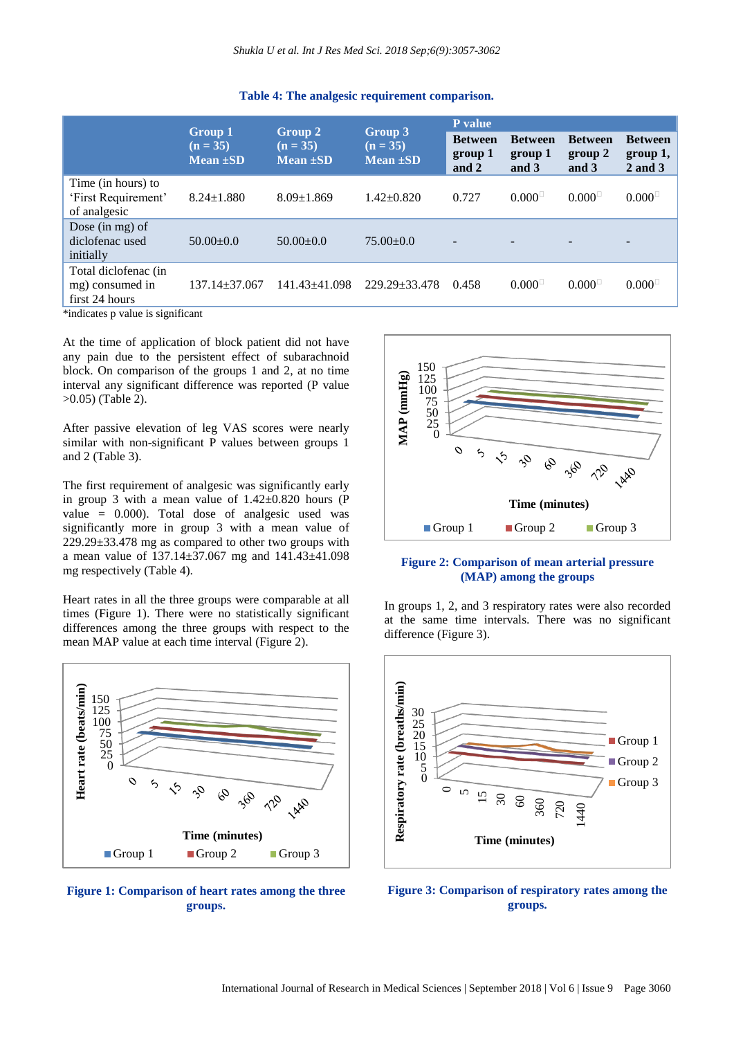**Table 4: The analgesic requirement comparison.**

| | Group 1 (n = 35) Mean ±SD | Group 2 (n = 35) Mean ±SD | Group 3 (n = 35) Mean ±SD | P value | | | |
|---|---|---|---|---|---|---|---|
| | | | | Between group 1 and 2 | Between group 1 and 3 | Between group 2 and 3 | Between group 1, 2 and 3 |
| Time (in hours) to 'First Requirement' of analgesic | 8.24±1.880 | 8.09±1.869 | 1.42±0.820 | 0.727 | 0.000* | 0.000* | 0.000* |
| Dose (in mg) of diclofenac used initially | 50.00±0.0 | 50.00±0.0 | 75.00±0.0 | - | - | - | - |
| Total diclofenac (in mg) consumed in first 24 hours | 137.14±37.067 | 141.43±41.098 | 229.29±33.478 | 0.458 | 0.000* | 0.000* | 0.000* |

*indicates p value is significant

At the time of application of block patient did not have any pain due to the persistent effect of subarachnoid block. On comparison of the groups 1 and 2, at no time interval any significant difference was reported (P value >0.05) (Table 2).

After passive elevation of leg VAS scores were nearly similar with non-significant P values between groups 1 and 2 (Table 3).

The first requirement of analgesic was significantly early in group 3 with a mean value of 1.42±0.820 hours (P value = 0.000). Total dose of analgesic used was significantly more in group 3 with a mean value of 229.29±33.478 mg as compared to other two groups with a mean value of 137.14±37.067 mg and 141.43±41.098 mg respectively (Table 4).

Heart rates in all the three groups were comparable at all times (Figure 1). There were no statistically significant differences among the three groups with respect to the mean MAP value at each time interval (Figure 2).

**Figure 1: Comparison of heart rates among the three groups.**

**Figure 2: Comparison of mean arterial pressure (MAP) among the groups**

In groups 1, 2, and 3 respiratory rates were also recorded at the same time intervals. There was no significant difference (Figure 3).

**Figure 3: Comparison of respiratory rates among the groups.**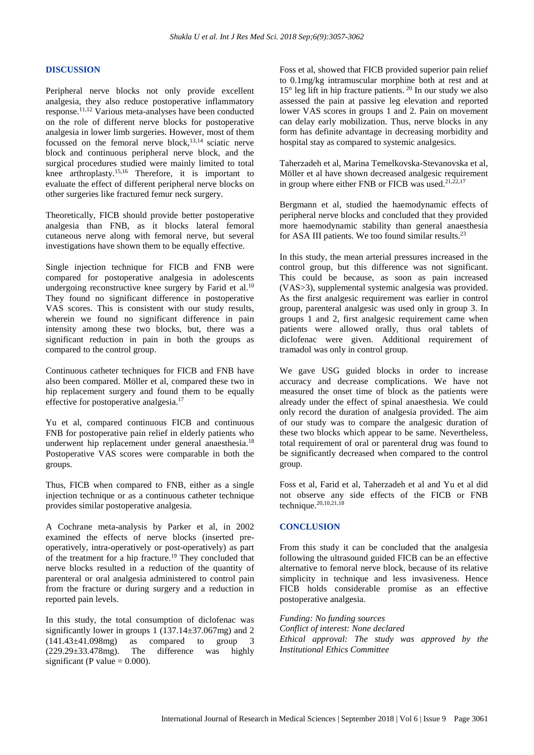## DISCUSSION

Peripheral nerve blocks not only provide excellent analgesia, they also reduce postoperative inflammatory response.[11,12] Various meta-analyses have been conducted on the role of different nerve blocks for postoperative analgesia in lower limb surgeries. However, most of them focussed on the femoral nerve block,[13,14] sciatic nerve block and continuous peripheral nerve block, and the surgical procedures studied were mainly limited to total knee arthroplasty.[15,16] Therefore, it is important to evaluate the effect of different peripheral nerve blocks on other surgeries like fractured femur neck surgery.

Theoretically, FICB should provide better postoperative analgesia than FNB, as it blocks lateral femoral cutaneous nerve along with femoral nerve, but several investigations have shown them to be equally effective.

Single injection technique for FICB and FNB were compared for postoperative analgesia in adolescents undergoing reconstructive knee surgery by Farid et al.[10] They found no significant difference in postoperative VAS scores. This is consistent with our study results, wherein we found no significant difference in pain intensity among these two blocks, but, there was a significant reduction in pain in both the groups as compared to the control group.

Continuous catheter techniques for FICB and FNB have also been compared. Möller et al, compared these two in hip replacement surgery and found them to be equally effective for postoperative analgesia.[17]

Yu et al, compared continuous FICB and continuous FNB for postoperative pain relief in elderly patients who underwent hip replacement under general anaesthesia.[18] Postoperative VAS scores were comparable in both the groups.

Thus, FICB when compared to FNB, either as a single injection technique or as a continuous catheter technique provides similar postoperative analgesia.

A Cochrane meta-analysis by Parker et al, in 2002 examined the effects of nerve blocks (inserted pre-operatively, intra-operatively or post-operatively) as part of the treatment for a hip fracture.[19] They concluded that nerve blocks resulted in a reduction of the quantity of parenteral or oral analgesia administered to control pain from the fracture or during surgery and a reduction in reported pain levels.

In this study, the total consumption of diclofenac was significantly lower in groups 1 (137.14±37.067mg) and 2 (141.43±41.098mg) as compared to group 3 (229.29±33.478mg). The difference was highly significant (P value = 0.000).

Foss et al, showed that FICB provided superior pain relief to 0.1mg/kg intramuscular morphine both at rest and at 15° leg lift in hip fracture patients.[20] In our study we also assessed the pain at passive leg elevation and reported lower VAS scores in groups 1 and 2. Pain on movement can delay early mobilization. Thus, nerve blocks in any form has definite advantage in decreasing morbidity and hospital stay as compared to systemic analgesics.

Taherzadeh et al, Marina Temelkovska-Stevanovska et al, Möller et al have shown decreased analgesic requirement in group where either FNB or FICB was used.[21,22,17]

Bergmann et al, studied the haemodynamic effects of peripheral nerve blocks and concluded that they provided more haemodynamic stability than general anaesthesia for ASA III patients. We too found similar results.[23]

In this study, the mean arterial pressures increased in the control group, but this difference was not significant. This could be because, as soon as pain increased (VAS>3), supplemental systemic analgesia was provided. As the first analgesic requirement was earlier in control group, parenteral analgesic was used only in group 3. In groups 1 and 2, first analgesic requirement came when patients were allowed orally, thus oral tablets of diclofenac were given. Additional requirement of tramadol was only in control group.

We gave USG guided blocks in order to increase accuracy and decrease complications. We have not measured the onset time of block as the patients were already under the effect of spinal anaesthesia. We could only record the duration of analgesia provided. The aim of our study was to compare the analgesic duration of these two blocks which appear to be same. Nevertheless, total requirement of oral or parenteral drug was found to be significantly decreased when compared to the control group.

Foss et al, Farid et al, Taherzadeh et al and Yu et al did not observe any side effects of the FICB or FNB technique.[20,10,21,18]

## CONCLUSION

From this study it can be concluded that the analgesia following the ultrasound guided FICB can be an effective alternative to femoral nerve block, because of its relative simplicity in technique and less invasiveness. Hence FICB holds considerable promise as an effective postoperative analgesia.

*Funding: No funding sources*
*Conflict of interest: None declared*
*Ethical approval: The study was approved by the Institutional Ethics Committee*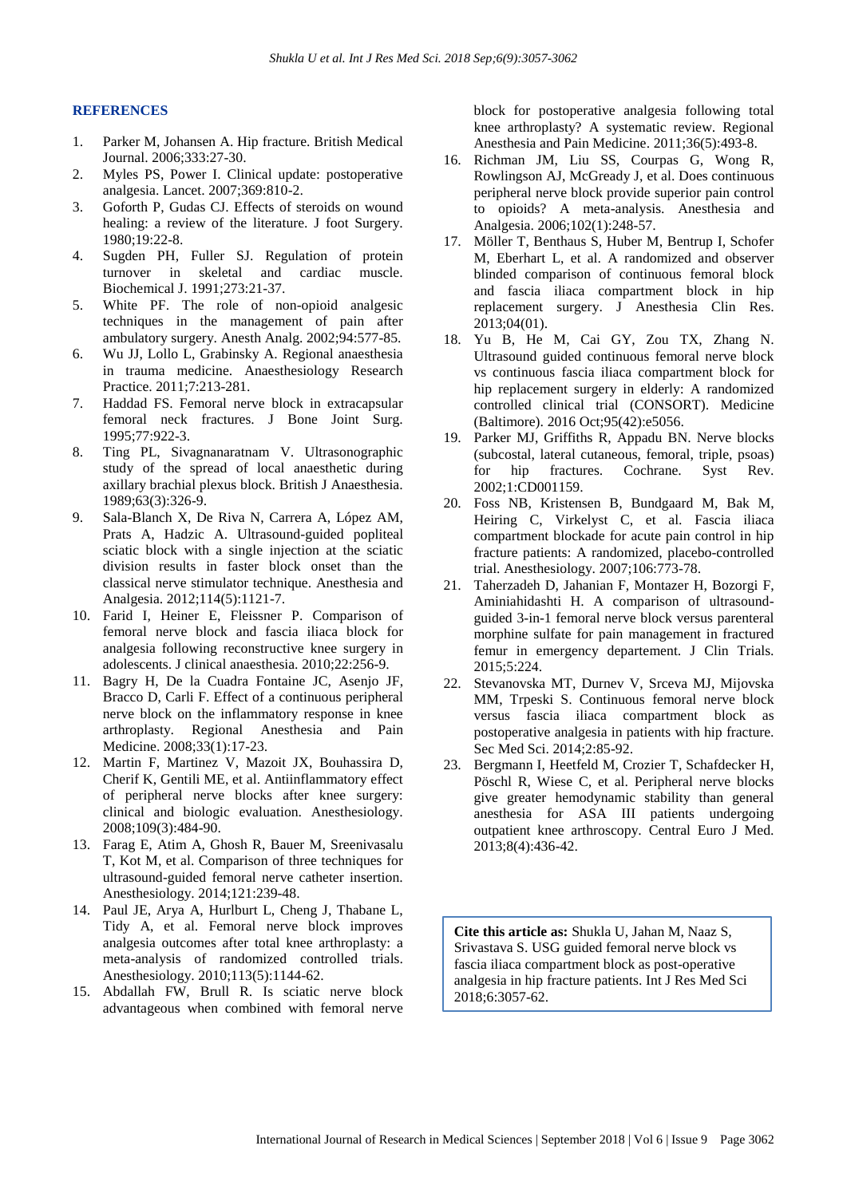## REFERENCES

1. Parker M, Johansen A. Hip fracture. British Medical Journal. 2006;333:27-30.
2. Myles PS, Power I. Clinical update: postoperative analgesia. Lancet. 2007;369:810-2.
3. Goforth P, Gudas CJ. Effects of steroids on wound healing: a review of the literature. J foot Surgery. 1980;19:22-8.
4. Sugden PH, Fuller SJ. Regulation of protein turnover in skeletal and cardiac muscle. Biochemical J. 1991;273:21-37.
5. White PF. The role of non-opioid analgesic techniques in the management of pain after ambulatory surgery. Anesth Analg. 2002;94:577-85.
6. Wu JJ, Lollo L, Grabinsky A. Regional anaesthesia in trauma medicine. Anaesthesiology Research Practice. 2011;7:213-281.
7. Haddad FS. Femoral nerve block in extracapsular femoral neck fractures. J Bone Joint Surg. 1995;77:922-3.
8. Ting PL, Sivagnanaratnam V. Ultrasonographic study of the spread of local anaesthetic during axillary brachial plexus block. British J Anaesthesia. 1989;63(3):326-9.
9. Sala-Blanch X, De Riva N, Carrera A, López AM, Prats A, Hadzic A. Ultrasound-guided popliteal sciatic block with a single injection at the sciatic division results in faster block onset than the classical nerve stimulator technique. Anesthesia and Analgesia. 2012;114(5):1121-7.
10. Farid I, Heiner E, Fleissner P. Comparison of femoral nerve block and fascia iliaca block for analgesia following reconstructive knee surgery in adolescents. J clinical anaesthesia. 2010;22:256-9.
11. Bagry H, De la Cuadra Fontaine JC, Asenjo JF, Bracco D, Carli F. Effect of a continuous peripheral nerve block on the inflammatory response in knee arthroplasty. Regional Anesthesia and Pain Medicine. 2008;33(1):17-23.
12. Martin F, Martinez V, Mazoit JX, Bouhassira D, Cherif K, Gentili ME, et al. Antiinflammatory effect of peripheral nerve blocks after knee surgery: clinical and biologic evaluation. Anesthesiology. 2008;109(3):484-90.
13. Farag E, Atim A, Ghosh R, Bauer M, Sreenivasalu T, Kot M, et al. Comparison of three techniques for ultrasound-guided femoral nerve catheter insertion. Anesthesiology. 2014;121:239-48.
14. Paul JE, Arya A, Hurlburt L, Cheng J, Thabane L, Tidy A, et al. Femoral nerve block improves analgesia outcomes after total knee arthroplasty: a meta-analysis of randomized controlled trials. Anesthesiology. 2010;113(5):1144-62.
15. Abdallah FW, Brull R. Is sciatic nerve block advantageous when combined with femoral nerve block for postoperative analgesia following total knee arthroplasty? A systematic review. Regional Anesthesia and Pain Medicine. 2011;36(5):493-8.
16. Richman JM, Liu SS, Courpas G, Wong R, Rowlingson AJ, McGready J, et al. Does continuous peripheral nerve block provide superior pain control to opioids? A meta-analysis. Anesthesia and Analgesia. 2006;102(1):248-57.
17. Möller T, Benthaus S, Huber M, Bentrup I, Schofer M, Eberhart L, et al. A randomized and observer blinded comparison of continuous femoral block and fascia iliaca compartment block in hip replacement surgery. J Anesthesia Clin Res. 2013;04(01).
18. Yu B, He M, Cai GY, Zou TX, Zhang N. Ultrasound guided continuous femoral nerve block vs continuous fascia iliaca compartment block for hip replacement surgery in elderly: A randomized controlled clinical trial (CONSORT). Medicine (Baltimore). 2016 Oct;95(42):e5056.
19. Parker MJ, Griffiths R, Appadu BN. Nerve blocks (subcostal, lateral cutaneous, femoral, triple, psoas) for hip fractures. Cochrane. Syst Rev. 2002;1:CD001159.
20. Foss NB, Kristensen B, Bundgaard M, Bak M, Heiring C, Virkelyst C, et al. Fascia iliaca compartment blockade for acute pain control in hip fracture patients: A randomized, placebo-controlled trial. Anesthesiology. 2007;106:773-78.
21. Taherzadeh D, Jahanian F, Montazer H, Bozorgi F, Aminiahidashti H. A comparison of ultrasound-guided 3-in-1 femoral nerve block versus parenteral morphine sulfate for pain management in fractured femur in emergency departement. J Clin Trials. 2015;5:224.
22. Stevanovska MT, Durnev V, Srceva MJ, Mijovska MM, Trpeski S. Continuous femoral nerve block versus fascia iliaca compartment block as postoperative analgesia in patients with hip fracture. Sec Med Sci. 2014;2:85-92.
23. Bergmann I, Heetfeld M, Crozier T, Schafdecker H, Pöschl R, Wiese C, et al. Peripheral nerve blocks give greater hemodynamic stability than general anesthesia for ASA III patients undergoing outpatient knee arthroscopy. Central Euro J Med. 2013;8(4):436-42.

**Cite this article as:** Shukla U, Jahan M, Naaz S, Srivastava S. USG guided femoral nerve block vs fascia iliaca compartment block as post-operative analgesia in hip fracture patients. Int J Res Med Sci 2018;6:3057-62.